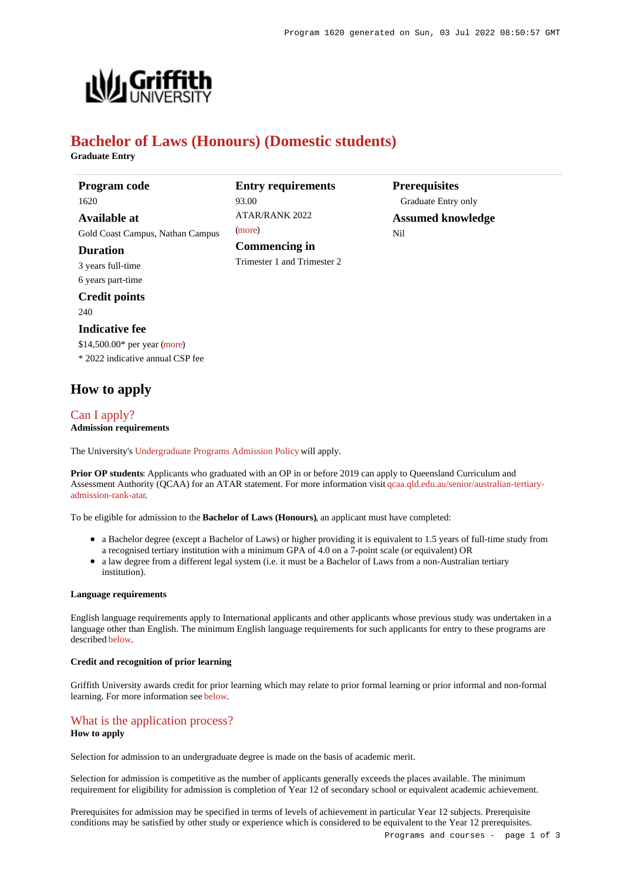# Bachelor of Laws (Honours) (Domestic students)

**Graduate Entry**

### Program code
1620

### Available at
Gold Coast Campus, Nathan Campus

### Duration
3 years full-time

6 years part-time

### Credit points
240

### Indicative fee
$14,500.00* per year (more)

* 2022 indicative annual CSP fee

### Entry requirements
93.00

ATAR/RANK 2022

(more)

### Commencing in
Trimester 1 and Trimester 2

### Prerequisites
Graduate Entry only

### Assumed knowledge
Nil

## How to apply

### Can I apply?

**Admission requirements**

The University's Undergraduate Programs Admission Policy will apply.

**Prior OP students**: Applicants who graduated with an OP in or before 2019 can apply to Queensland Curriculum and Assessment Authority (QCAA) for an ATAR statement. For more information visit qcaa.qld.edu.au/senior/australian-tertiary-admission-rank-atar.

To be eligible for admission to the **Bachelor of Laws (Honours)**, an applicant must have completed:

- a Bachelor degree (except a Bachelor of Laws) or higher providing it is equivalent to 1.5 years of full-time study from a recognised tertiary institution with a minimum GPA of 4.0 on a 7-point scale (or equivalent) OR
- a law degree from a different legal system (i.e. it must be a Bachelor of Laws from a non-Australian tertiary institution).

#### Language requirements

English language requirements apply to International applicants and other applicants whose previous study was undertaken in a language other than English. The minimum English language requirements for such applicants for entry to these programs are described below.

#### Credit and recognition of prior learning

Griffith University awards credit for prior learning which may relate to prior formal learning or prior informal and non-formal learning. For more information see below.

### What is the application process?

**How to apply**

Selection for admission to an undergraduate degree is made on the basis of academic merit.

Selection for admission is competitive as the number of applicants generally exceeds the places available. The minimum requirement for eligibility for admission is completion of Year 12 of secondary school or equivalent academic achievement.

Prerequisites for admission may be specified in terms of levels of achievement in particular Year 12 subjects. Prerequisite conditions may be satisfied by other study or experience which is considered to be equivalent to the Year 12 prerequisites.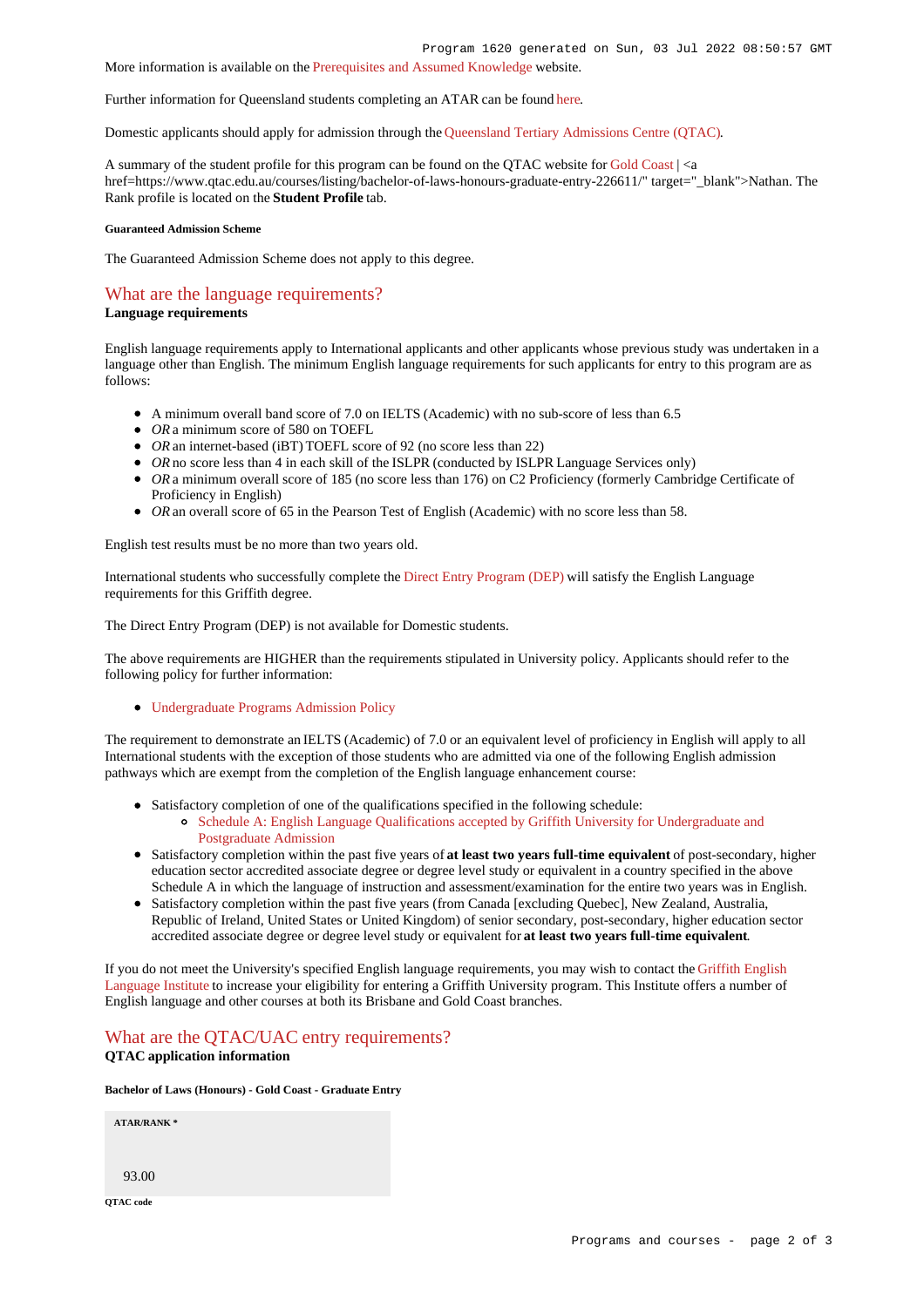More information is available on the Prerequisites and Assumed Knowledge website.

Further information for Queensland students completing an ATAR can be found here.

Domestic applicants should apply for admission through the Queensland Tertiary Admissions Centre (QTAC).

A summary of the student profile for this program can be found on the QTAC website for Gold Coast | <a href=https://www.qtac.edu.au/courses/listing/bachelor-of-laws-honours-graduate-entry-226611/" target="_blank">Nathan. The Rank profile is located on the **Student Profile** tab.

###### Guaranteed Admission Scheme

The Guaranteed Admission Scheme does not apply to this degree.

## What are the language requirements?

**Language requirements**

English language requirements apply to International applicants and other applicants whose previous study was undertaken in a language other than English. The minimum English language requirements for such applicants for entry to this program are as follows:

- A minimum overall band score of 7.0 on IELTS (Academic) with no sub-score of less than 6.5
- *OR* a minimum score of 580 on TOEFL
- *OR* an internet-based (iBT) TOEFL score of 92 (no score less than 22)
- *OR* no score less than 4 in each skill of the ISLPR (conducted by ISLPR Language Services only)
- *OR* a minimum overall score of 185 (no score less than 176) on C2 Proficiency (formerly Cambridge Certificate of Proficiency in English)
- *OR* an overall score of 65 in the Pearson Test of English (Academic) with no score less than 58.

English test results must be no more than two years old.

International students who successfully complete the Direct Entry Program (DEP) will satisfy the English Language requirements for this Griffith degree.

The Direct Entry Program (DEP) is not available for Domestic students.

The above requirements are HIGHER than the requirements stipulated in University policy. Applicants should refer to the following policy for further information:

- Undergraduate Programs Admission Policy

The requirement to demonstrate an IELTS (Academic) of 7.0 or an equivalent level of proficiency in English will apply to all International students with the exception of those students who are admitted via one of the following English admission pathways which are exempt from the completion of the English language enhancement course:

- Satisfactory completion of one of the qualifications specified in the following schedule:
  - Schedule A: English Language Qualifications accepted by Griffith University for Undergraduate and Postgraduate Admission
- Satisfactory completion within the past five years of **at least two years full-time equivalent** of post-secondary, higher education sector accredited associate degree or degree level study or equivalent in a country specified in the above Schedule A in which the language of instruction and assessment/examination for the entire two years was in English.
- Satisfactory completion within the past five years (from Canada [excluding Quebec], New Zealand, Australia, Republic of Ireland, United States or United Kingdom) of senior secondary, post-secondary, higher education sector accredited associate degree or degree level study or equivalent for **at least two years full-time equivalent**.

If you do not meet the University's specified English language requirements, you may wish to contact the Griffith English Language Institute to increase your eligibility for entering a Griffith University program. This Institute offers a number of English language and other courses at both its Brisbane and Gold Coast branches.

## What are the QTAC/UAC entry requirements?

**QTAC application information**

**Bachelor of Laws (Honours) - Gold Coast - Graduate Entry**

| ATAR/RANK * |
| --- |
| 93.00 |

**QTAC code**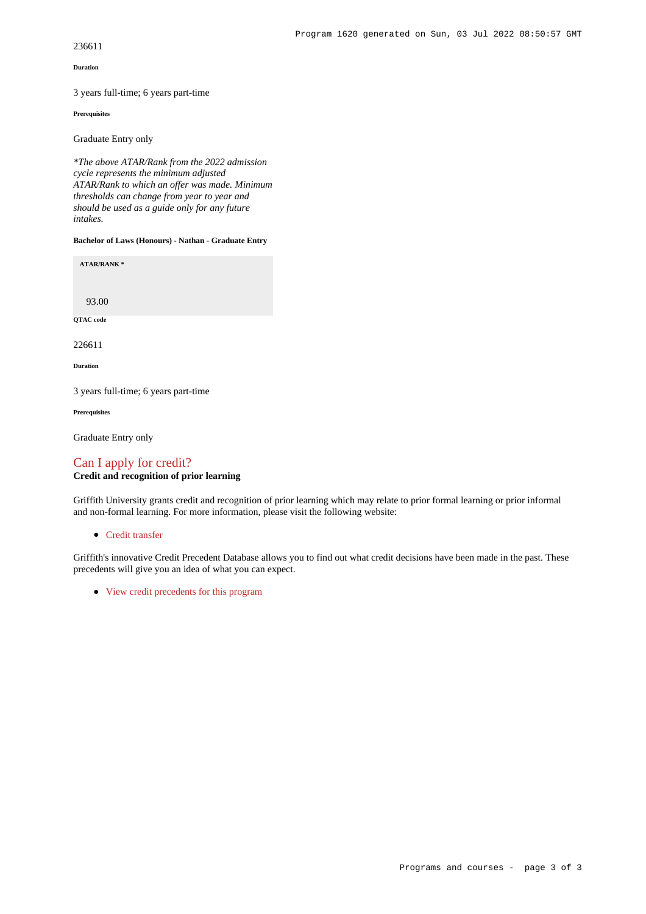236611

**Duration**

3 years full-time; 6 years part-time

**Prerequisites**

Graduate Entry only

*\*The above ATAR/Rank from the 2022 admission cycle represents the minimum adjusted ATAR/Rank to which an offer was made. Minimum thresholds can change from year to year and should be used as a guide only for any future intakes.*

**Bachelor of Laws (Honours) - Nathan - Graduate Entry**

| ATAR/RANK * |
| --- |
| 93.00 |

**QTAC code**

226611

**Duration**

3 years full-time; 6 years part-time

**Prerequisites**

Graduate Entry only

## Can I apply for credit?

**Credit and recognition of prior learning**

Griffith University grants credit and recognition of prior learning which may relate to prior formal learning or prior informal and non-formal learning. For more information, please visit the following website:

- Credit transfer

Griffith's innovative Credit Precedent Database allows you to find out what credit decisions have been made in the past. These precedents will give you an idea of what you can expect.

- View credit precedents for this program